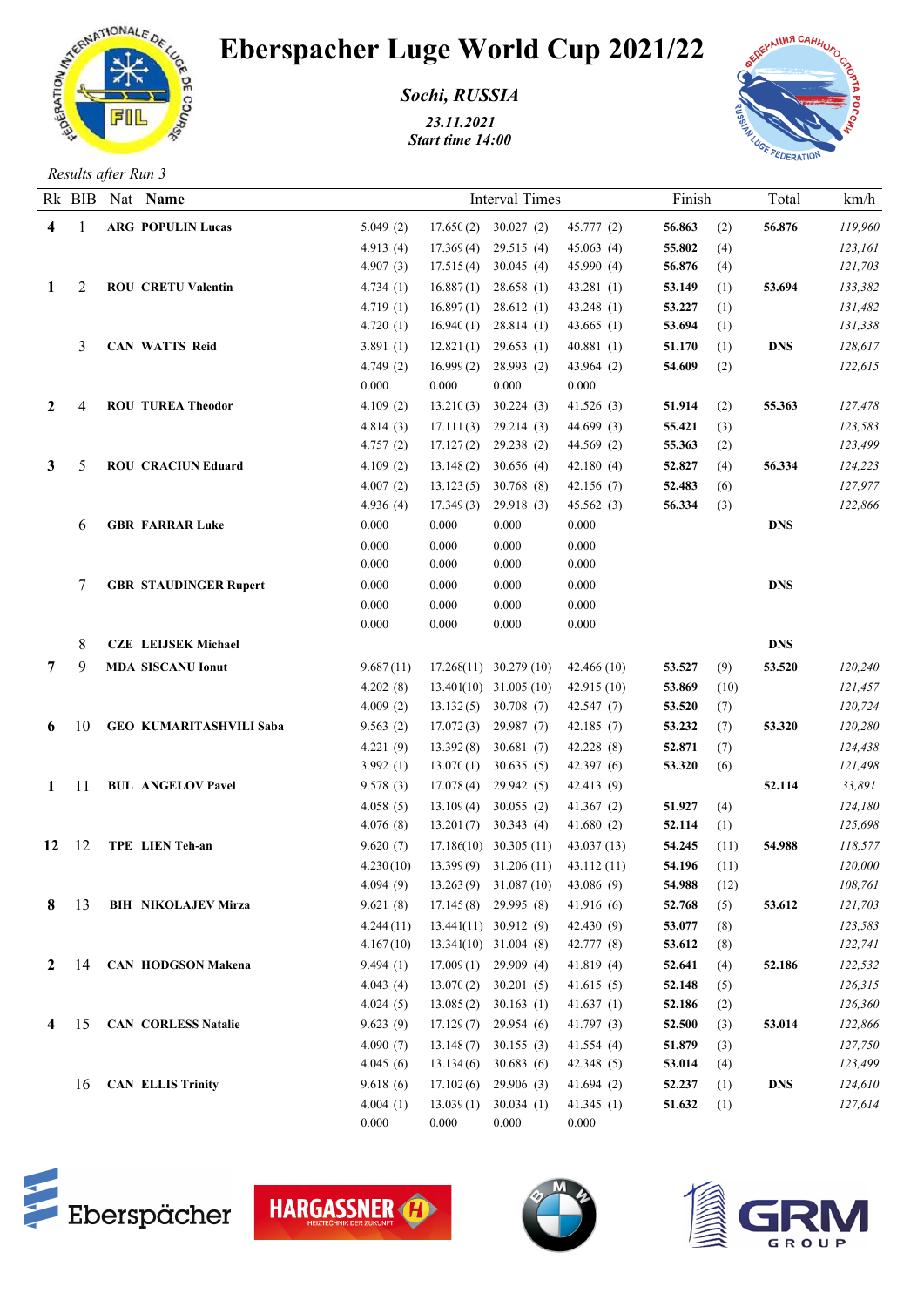# Eberspacher Luge World Cup 2021/22

***Sochi, RUSSIA***

*23.11.2021*
*Start time 14:00*

*Results after Run 3*

| Rk | BIB | Nat | Name | Interval Times | | | | Finish | | Total | km/h |
|---|---|---|---|---|---|---|---|---|---|---|---|
| **4** | 1 | **ARG** | **POPULIN Lucas** | 5.049 (2) | 17.65( (2) | 30.027 (2) | 45.777 (2) | **56.863** | (2) | **56.876** | *119,960* |
| | | | | 4.913 (4) | 17.369 (4) | 29.515 (4) | 45.063 (4) | **55.802** | (4) | | *123,161* |
| | | | | 4.907 (3) | 17.51: (4) | 30.045 (4) | 45.990 (4) | **56.876** | (4) | | *121,703* |
| **1** | 2 | **ROU** | **CRETU Valentin** | 4.734 (1) | 16.887 (1) | 28.658 (1) | 43.281 (1) | **53.149** | (1) | **53.694** | *133,382* |
| | | | | 4.719 (1) | 16.897 (1) | 28.612 (1) | 43.248 (1) | **53.227** | (1) | | *131,482* |
| | | | | 4.720 (1) | 16.94( (1) | 28.814 (1) | 43.665 (1) | **53.694** | (1) | | *131,338* |
| | 3 | **CAN** | **WATTS Reid** | 3.891 (1) | 12.821 (1) | 29.653 (1) | 40.881 (1) | **51.170** | (1) | **DNS** | *128,617* |
| | | | | 4.749 (2) | 16.999 (2) | 28.993 (2) | 43.964 (2) | **54.609** | (2) | | *122,615* |
| | | | | 0.000 | 0.000 | 0.000 | 0.000 | | | | |
| **2** | 4 | **ROU** | **TUREA Theodor** | 4.109 (2) | 13.21( (3) | 30.224 (3) | 41.526 (3) | **51.914** | (2) | **55.363** | *127,478* |
| | | | | 4.814 (3) | 17.111 (3) | 29.214 (3) | 44.699 (3) | **55.421** | (3) | | *123,583* |
| | | | | 4.757 (2) | 17.127 (2) | 29.238 (2) | 44.569 (2) | **55.363** | (2) | | *123,499* |
| **3** | 5 | **ROU** | **CRACIUN Eduard** | 4.109 (2) | 13.148 (2) | 30.656 (4) | 42.180 (4) | **52.827** | (4) | **56.334** | *124,223* |
| | | | | 4.007 (2) | 13.12: (5) | 30.768 (8) | 42.156 (7) | **52.483** | (6) | | *127,977* |
| | | | | 4.936 (4) | 17.349 (3) | 29.918 (3) | 45.562 (3) | **56.334** | (3) | | *122,866* |
| | 6 | **GBR** | **FARRAR Luke** | 0.000 | 0.000 | 0.000 | 0.000 | | | **DNS** | |
| | | | | 0.000 | 0.000 | 0.000 | 0.000 | | | | |
| | | | | 0.000 | 0.000 | 0.000 | 0.000 | | | | |
| | 7 | **GBR** | **STAUDINGER Rupert** | 0.000 | 0.000 | 0.000 | 0.000 | | | **DNS** | |
| | | | | 0.000 | 0.000 | 0.000 | 0.000 | | | | |
| | | | | 0.000 | 0.000 | 0.000 | 0.000 | | | | |
| | 8 | **CZE** | **LEIJSEK Michael** | | | | | | | **DNS** | |
| **7** | 9 | **MDA** | **SISCANU Ionut** | 9.687 (11) | 17.268(11) | 30.279 (10) | 42.466 (10) | **53.527** | (9) | **53.520** | *120,240* |
| | | | | 4.202 (8) | 13.401(10) | 31.005 (10) | 42.915 (10) | **53.869** | (10) | | *121,457* |
| | | | | 4.009 (2) | 13.132 (5) | 30.708 (7) | 42.547 (7) | **53.520** | (7) | | *120,724* |
| **6** | 10 | **GEO** | **KUMARITASHVILI Saba** | 9.563 (2) | 17.072 (3) | 29.987 (7) | 42.185 (7) | **53.232** | (7) | **53.320** | *120,280* |
| | | | | 4.221 (9) | 13.392 (8) | 30.681 (7) | 42.228 (8) | **52.871** | (7) | | *124,438* |
| | | | | 3.992 (1) | 13.07( (1) | 30.635 (5) | 42.397 (6) | **53.320** | (6) | | *121,498* |
| **1** | 11 | **BUL** | **ANGELOV Pavel** | 9.578 (3) | 17.078 (4) | 29.942 (5) | 42.413 (9) | | | **52.114** | *33,891* |
| | | | | 4.058 (5) | 13.109 (4) | 30.055 (2) | 41.367 (2) | **51.927** | (4) | | *124,180* |
| | | | | 4.076 (8) | 13.201 (7) | 30.343 (4) | 41.680 (2) | **52.114** | (1) | | *125,698* |
| **12** | 12 | **TPE** | **LIEN Teh-an** | 9.620 (7) | 17.186(10) | 30.305 (11) | 43.037 (13) | **54.245** | (11) | **54.988** | *118,577* |
| | | | | 4.230(10) | 13.399 (9) | 31.206 (11) | 43.112 (11) | **54.196** | (11) | | *120,000* |
| | | | | 4.094 (9) | 13.263 (9) | 31.087 (10) | 43.086 (9) | **54.988** | (12) | | *108,761* |
| **8** | 13 | **BIH** | **NIKOLAJEV Mirza** | 9.621 (8) | 17.145 (8) | 29.995 (8) | 41.916 (6) | **52.768** | (5) | **53.612** | *121,703* |
| | | | | 4.244 (11) | 13.441(11) | 30.912 (9) | 42.430 (9) | **53.077** | (8) | | *123,583* |
| | | | | 4.167 (10) | 13.341(10) | 31.004 (8) | 42.777 (8) | **53.612** | (8) | | *122,741* |
| **2** | 14 | **CAN** | **HODGSON Makena** | 9.494 (1) | 17.009 (1) | 29.909 (4) | 41.819 (4) | **52.641** | (4) | **52.186** | *122,532* |
| | | | | 4.043 (4) | 13.07( (2) | 30.201 (5) | 41.615 (5) | **52.148** | (5) | | *126,315* |
| | | | | 4.024 (5) | 13.085 (2) | 30.163 (1) | 41.637 (1) | **52.186** | (2) | | *126,360* |
| **4** | 15 | **CAN** | **CORLESS Natalie** | 9.623 (9) | 17.129 (7) | 29.954 (6) | 41.797 (3) | **52.500** | (3) | **53.014** | *122,866* |
| | | | | 4.090 (7) | 13.148 (7) | 30.155 (3) | 41.554 (4) | **51.879** | (3) | | *127,750* |
| | | | | 4.045 (6) | 13.134 (6) | 30.683 (6) | 42.348 (5) | **53.014** | (4) | | *123,499* |
| | 16 | **CAN** | **ELLIS Trinity** | 9.618 (6) | 17.102 (6) | 29.906 (3) | 41.694 (2) | **52.237** | (1) | **DNS** | *124,610* |
| | | | | 4.004 (1) | 13.039 (1) | 30.034 (1) | 41.345 (1) | **51.632** | (1) | | *127,614* |
| | | | | 0.000 | 0.000 | 0.000 | 0.000 | | | | |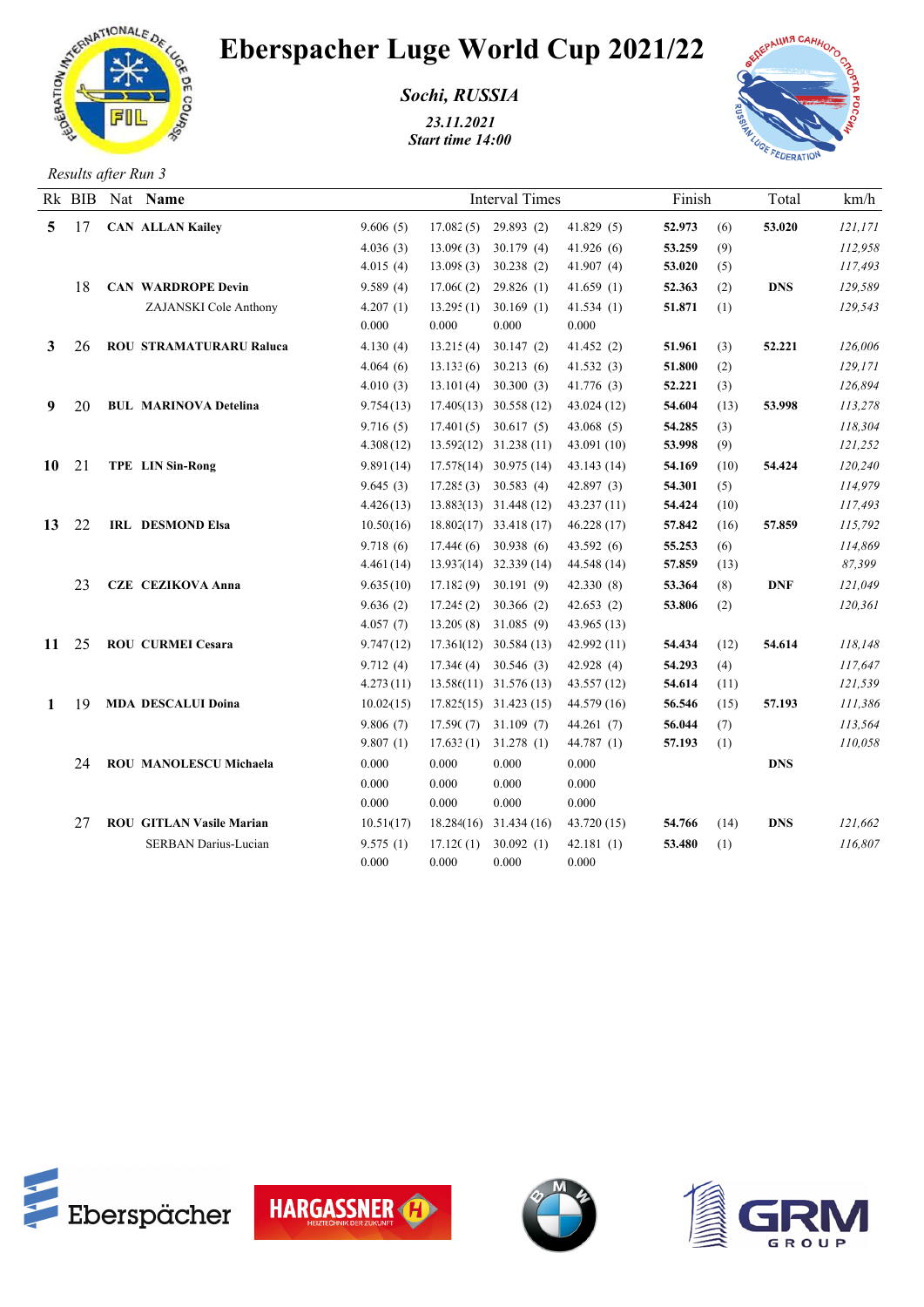# Eberspacher Luge World Cup 2021/22

***Sochi, RUSSIA***

*23.11.2021*
*Start time 14:00*

*Results after Run 3*

| Rk | BIB | Nat | Name | Interval Times | | | | Finish | | Total | km/h |
|---|---|---|---|---|---|---|---|---|---|---|---|
| **5** | 17 | **CAN** | **ALLAN Kailey** | 9.606 (5) | 17.082 (5) | 29.893 (2) | 41.829 (5) | **52.973** | (6) | **53.020** | *121,171* |
| | | | | 4.036 (3) | 13.096 (3) | 30.179 (4) | 41.926 (6) | **53.259** | (9) | | *112,958* |
| | | | | 4.015 (4) | 13.098 (3) | 30.238 (2) | 41.907 (4) | **53.020** | (5) | | *117,493* |
| | 18 | **CAN** | **WARDROPE Devin** | 9.589 (4) | 17.060 (2) | 29.826 (1) | 41.659 (1) | **52.363** | (2) | **DNS** | *129,589* |
| | | | ZAJANSKI Cole Anthony | 4.207 (1) | 13.295 (1) | 30.169 (1) | 41.534 (1) | **51.871** | (1) | | *129,543* |
| | | | | 0.000 | 0.000 | 0.000 | 0.000 | | | | |
| **3** | 26 | **ROU** | **STRAMATURARU Raluca** | 4.130 (4) | 13.215 (4) | 30.147 (2) | 41.452 (2) | **51.961** | (3) | **52.221** | *126,006* |
| | | | | 4.064 (6) | 13.133 (6) | 30.213 (6) | 41.532 (3) | **51.800** | (2) | | *129,171* |
| | | | | 4.010 (3) | 13.101 (4) | 30.300 (3) | 41.776 (3) | **52.221** | (3) | | *126,894* |
| **9** | 20 | **BUL** | **MARINOVA Detelina** | 9.754 (13) | 17.409 (13) | 30.558 (12) | 43.024 (12) | **54.604** | (13) | **53.998** | *113,278* |
| | | | | 9.716 (5) | 17.401 (5) | 30.617 (5) | 43.068 (5) | **54.285** | (3) | | *118,304* |
| | | | | 4.308 (12) | 13.592 (12) | 31.238 (11) | 43.091 (10) | **53.998** | (9) | | *121,252* |
| **10** | 21 | **TPE** | **LIN Sin-Rong** | 9.891 (14) | 17.578 (14) | 30.975 (14) | 43.143 (14) | **54.169** | (10) | **54.424** | *120,240* |
| | | | | 9.645 (3) | 17.285 (3) | 30.583 (4) | 42.897 (3) | **54.301** | (5) | | *114,979* |
| | | | | 4.426 (13) | 13.883 (13) | 31.448 (12) | 43.237 (11) | **54.424** | (10) | | *117,493* |
| **13** | 22 | **IRL** | **DESMOND Elsa** | 10.50 (16) | 18.802 (17) | 33.418 (17) | 46.228 (17) | **57.842** | (16) | **57.859** | *115,792* |
| | | | | 9.718 (6) | 17.446 (6) | 30.938 (6) | 43.592 (6) | **55.253** | (6) | | *114,869* |
| | | | | 4.461 (14) | 13.937 (14) | 32.339 (14) | 44.548 (14) | **57.859** | (13) | | *87,399* |
| | 23 | **CZE** | **CEZIKOVA Anna** | 9.635 (10) | 17.182 (9) | 30.191 (9) | 42.330 (8) | **53.364** | (8) | **DNF** | *121,049* |
| | | | | 9.636 (2) | 17.245 (2) | 30.366 (2) | 42.653 (2) | **53.806** | (2) | | *120,361* |
| | | | | 4.057 (7) | 13.209 (8) | 31.085 (9) | 43.965 (13) | | | | |
| **11** | 25 | **ROU** | **CURMEI Cesara** | 9.747 (12) | 17.361 (12) | 30.584 (13) | 42.992 (11) | **54.434** | (12) | **54.614** | *118,148* |
| | | | | 9.712 (4) | 17.346 (4) | 30.546 (3) | 42.928 (4) | **54.293** | (4) | | *117,647* |
| | | | | 4.273 (11) | 13.586 (11) | 31.576 (13) | 43.557 (12) | **54.614** | (11) | | *121,539* |
| **1** | 19 | **MDA** | **DESCALUI Doina** | 10.02 (15) | 17.825 (15) | 31.423 (15) | 44.579 (16) | **56.546** | (15) | **57.193** | *111,386* |
| | | | | 9.806 (7) | 17.590 (7) | 31.109 (7) | 44.261 (7) | **56.044** | (7) | | *113,564* |
| | | | | 9.807 (1) | 17.633 (1) | 31.278 (1) | 44.787 (1) | **57.193** | (1) | | *110,058* |
| | 24 | **ROU** | **MANOLESCU Michaela** | 0.000 | 0.000 | 0.000 | 0.000 | | | **DNS** | |
| | | | | 0.000 | 0.000 | 0.000 | 0.000 | | | | |
| | | | | 0.000 | 0.000 | 0.000 | 0.000 | | | | |
| | 27 | **ROU** | **GITLAN Vasile Marian** | 10.51 (17) | 18.284 (16) | 31.434 (16) | 43.720 (15) | **54.766** | (14) | **DNS** | *121,662* |
| | | | SERBAN Darius-Lucian | 9.575 (1) | 17.120 (1) | 30.092 (1) | 42.181 (1) | **53.480** | (1) | | *116,807* |
| | | | | 0.000 | 0.000 | 0.000 | 0.000 | | | | |